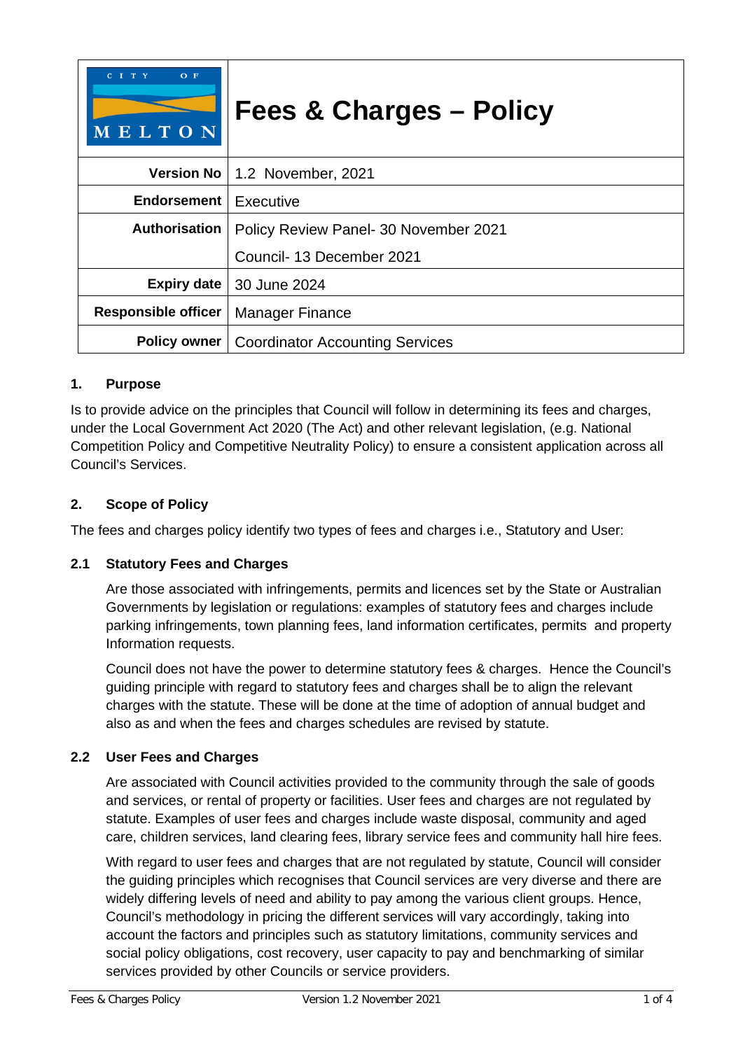| CITY OF MELTON | Fees & Charges – Policy |
|---|---|
| **Version No** | 1.2 November, 2021 |
| **Endorsement** | Executive |
| **Authorisation** | Policy Review Panel- 30 November 2021<br>Council- 13 December 2021 |
| **Expiry date** | 30 June 2024 |
| **Responsible officer** | Manager Finance |
| **Policy owner** | Coordinator Accounting Services |

## 1. Purpose

Is to provide advice on the principles that Council will follow in determining its fees and charges, under the Local Government Act 2020 (The Act) and other relevant legislation, (e.g. National Competition Policy and Competitive Neutrality Policy) to ensure a consistent application across all Council's Services.

## 2. Scope of Policy

The fees and charges policy identify two types of fees and charges i.e., Statutory and User:

### 2.1 Statutory Fees and Charges

Are those associated with infringements, permits and licences set by the State or Australian Governments by legislation or regulations: examples of statutory fees and charges include parking infringements, town planning fees, land information certificates, permits and property Information requests.

Council does not have the power to determine statutory fees & charges. Hence the Council's guiding principle with regard to statutory fees and charges shall be to align the relevant charges with the statute. These will be done at the time of adoption of annual budget and also as and when the fees and charges schedules are revised by statute.

### 2.2 User Fees and Charges

Are associated with Council activities provided to the community through the sale of goods and services, or rental of property or facilities. User fees and charges are not regulated by statute. Examples of user fees and charges include waste disposal, community and aged care, children services, land clearing fees, library service fees and community hall hire fees.

With regard to user fees and charges that are not regulated by statute, Council will consider the guiding principles which recognises that Council services are very diverse and there are widely differing levels of need and ability to pay among the various client groups. Hence, Council's methodology in pricing the different services will vary accordingly, taking into account the factors and principles such as statutory limitations, community services and social policy obligations, cost recovery, user capacity to pay and benchmarking of similar services provided by other Councils or service providers.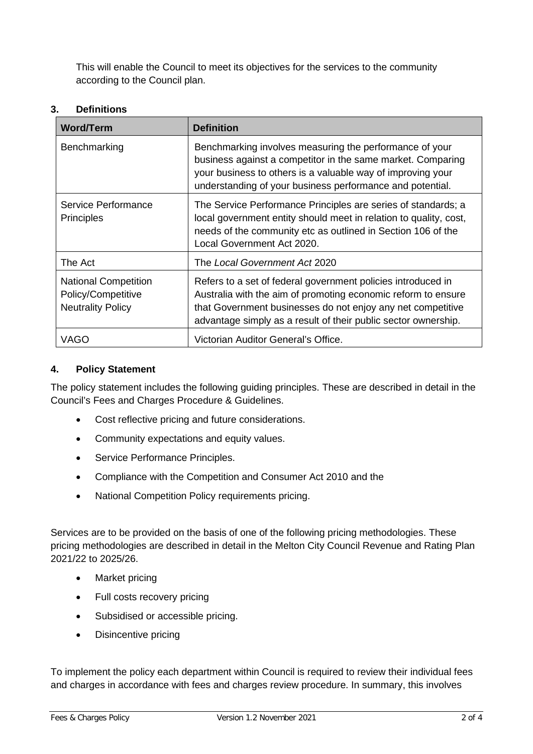This will enable the Council to meet its objectives for the services to the community according to the Council plan.

## 3. Definitions

| Word/Term | Definition |
|---|---|
| Benchmarking | Benchmarking involves measuring the performance of your business against a competitor in the same market. Comparing your business to others is a valuable way of improving your understanding of your business performance and potential. |
| Service Performance Principles | The Service Performance Principles are series of standards; a local government entity should meet in relation to quality, cost, needs of the community etc as outlined in Section 106 of the Local Government Act 2020. |
| The Act | The *Local Government Act* 2020 |
| National Competition Policy/Competitive Neutrality Policy | Refers to a set of federal government policies introduced in Australia with the aim of promoting economic reform to ensure that Government businesses do not enjoy any net competitive advantage simply as a result of their public sector ownership. |
| VAGO | Victorian Auditor General's Office. |

## 4. Policy Statement

The policy statement includes the following guiding principles. These are described in detail in the Council's Fees and Charges Procedure & Guidelines.

- Cost reflective pricing and future considerations.
- Community expectations and equity values.
- Service Performance Principles.
- Compliance with the Competition and Consumer Act 2010 and the
- National Competition Policy requirements pricing.

Services are to be provided on the basis of one of the following pricing methodologies. These pricing methodologies are described in detail in the Melton City Council Revenue and Rating Plan 2021/22 to 2025/26.

- Market pricing
- Full costs recovery pricing
- Subsidised or accessible pricing.
- Disincentive pricing

To implement the policy each department within Council is required to review their individual fees and charges in accordance with fees and charges review procedure. In summary, this involves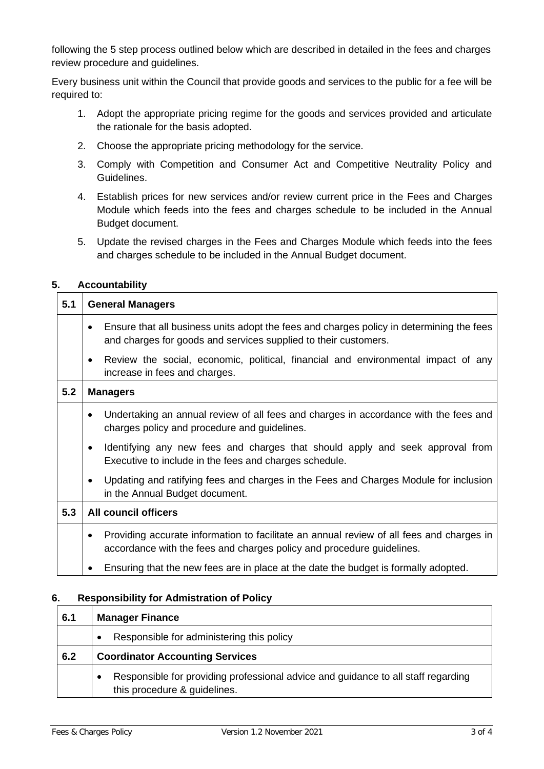following the 5 step process outlined below which are described in detailed in the fees and charges review procedure and guidelines.

Every business unit within the Council that provide goods and services to the public for a fee will be required to:

1. Adopt the appropriate pricing regime for the goods and services provided and articulate the rationale for the basis adopted.
2. Choose the appropriate pricing methodology for the service.
3. Comply with Competition and Consumer Act and Competitive Neutrality Policy and Guidelines.
4. Establish prices for new services and/or review current price in the Fees and Charges Module which feeds into the fees and charges schedule to be included in the Annual Budget document.
5. Update the revised charges in the Fees and Charges Module which feeds into the fees and charges schedule to be included in the Annual Budget document.

## 5. Accountability

| 5.1 | **General Managers** |
|---|---|
| | • Ensure that all business units adopt the fees and charges policy in determining the fees and charges for goods and services supplied to their customers.<br>• Review the social, economic, political, financial and environmental impact of any increase in fees and charges. |
| **5.2** | **Managers** |
| | • Undertaking an annual review of all fees and charges in accordance with the fees and charges policy and procedure and guidelines.<br>• Identifying any new fees and charges that should apply and seek approval from Executive to include in the fees and charges schedule.<br>• Updating and ratifying fees and charges in the Fees and Charges Module for inclusion in the Annual Budget document. |
| **5.3** | **All council officers** |
| | • Providing accurate information to facilitate an annual review of all fees and charges in accordance with the fees and charges policy and procedure guidelines.<br>• Ensuring that the new fees are in place at the date the budget is formally adopted. |

## 6. Responsibility for Admistration of Policy

| 6.1 | **Manager Finance** |
|---|---|
| | • Responsible for administering this policy |
| **6.2** | **Coordinator Accounting Services** |
| | • Responsible for providing professional advice and guidance to all staff regarding this procedure & guidelines. |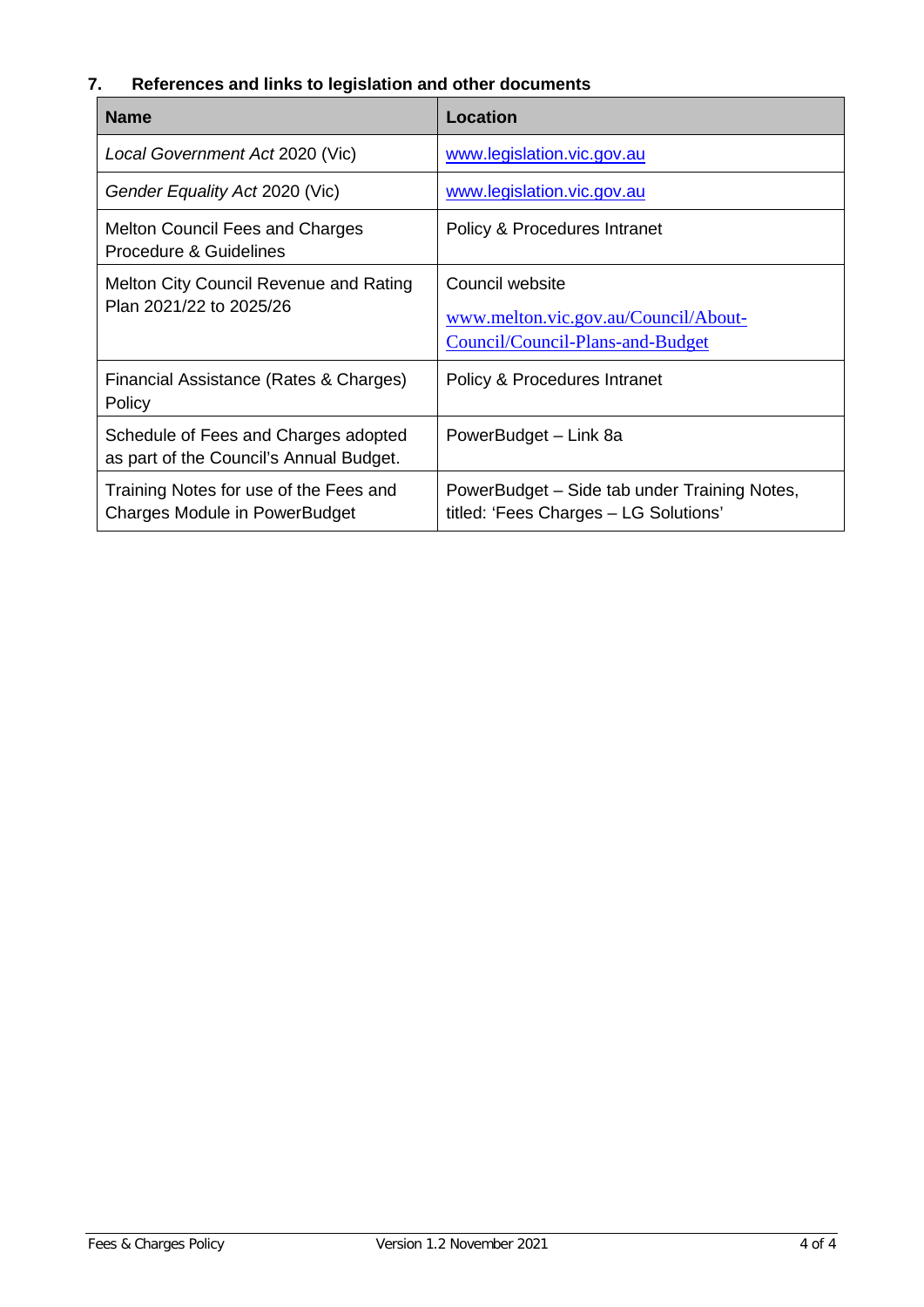## 7. References and links to legislation and other documents

| Name | Location |
|---|---|
| *Local Government Act* 2020 (Vic) | www.legislation.vic.gov.au |
| *Gender Equality Act* 2020 (Vic) | www.legislation.vic.gov.au |
| Melton Council Fees and Charges Procedure & Guidelines | Policy & Procedures Intranet |
| Melton City Council Revenue and Rating Plan 2021/22 to 2025/26 | Council website<br>www.melton.vic.gov.au/Council/About-Council/Council-Plans-and-Budget |
| Financial Assistance (Rates & Charges) Policy | Policy & Procedures Intranet |
| Schedule of Fees and Charges adopted as part of the Council's Annual Budget. | PowerBudget – Link 8a |
| Training Notes for use of the Fees and Charges Module in PowerBudget | PowerBudget – Side tab under Training Notes, titled: 'Fees Charges – LG Solutions' |